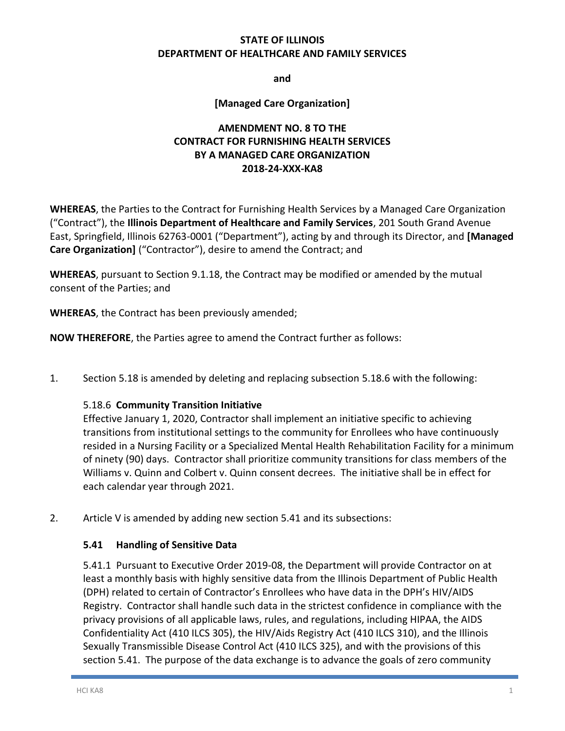**STATE OF ILLINOIS**
**DEPARTMENT OF HEALTHCARE AND FAMILY SERVICES**

**and**

**[Managed Care Organization]**

# AMENDMENT NO. 8 TO THE CONTRACT FOR FURNISHING HEALTH SERVICES BY A MANAGED CARE ORGANIZATION 2018-24-XXX-KA8

**WHEREAS**, the Parties to the Contract for Furnishing Health Services by a Managed Care Organization ("Contract"), the **Illinois Department of Healthcare and Family Services**, 201 South Grand Avenue East, Springfield, Illinois 62763-0001 ("Department"), acting by and through its Director, and **[Managed Care Organization]** ("Contractor"), desire to amend the Contract; and

**WHEREAS**, pursuant to Section 9.1.18, the Contract may be modified or amended by the mutual consent of the Parties; and

**WHEREAS**, the Contract has been previously amended;

**NOW THEREFORE**, the Parties agree to amend the Contract further as follows:

1. Section 5.18 is amended by deleting and replacing subsection 5.18.6 with the following:

   5.18.6 **Community Transition Initiative**
   Effective January 1, 2020, Contractor shall implement an initiative specific to achieving transitions from institutional settings to the community for Enrollees who have continuously resided in a Nursing Facility or a Specialized Mental Health Rehabilitation Facility for a minimum of ninety (90) days. Contractor shall prioritize community transitions for class members of the Williams v. Quinn and Colbert v. Quinn consent decrees. The initiative shall be in effect for each calendar year through 2021.

2. Article V is amended by adding new section 5.41 and its subsections:

   **5.41 Handling of Sensitive Data**

   5.41.1 Pursuant to Executive Order 2019-08, the Department will provide Contractor on at least a monthly basis with highly sensitive data from the Illinois Department of Public Health (DPH) related to certain of Contractor's Enrollees who have data in the DPH's HIV/AIDS Registry. Contractor shall handle such data in the strictest confidence in compliance with the privacy provisions of all applicable laws, rules, and regulations, including HIPAA, the AIDS Confidentiality Act (410 ILCS 305), the HIV/Aids Registry Act (410 ILCS 310), and the Illinois Sexually Transmissible Disease Control Act (410 ILCS 325), and with the provisions of this section 5.41. The purpose of the data exchange is to advance the goals of zero community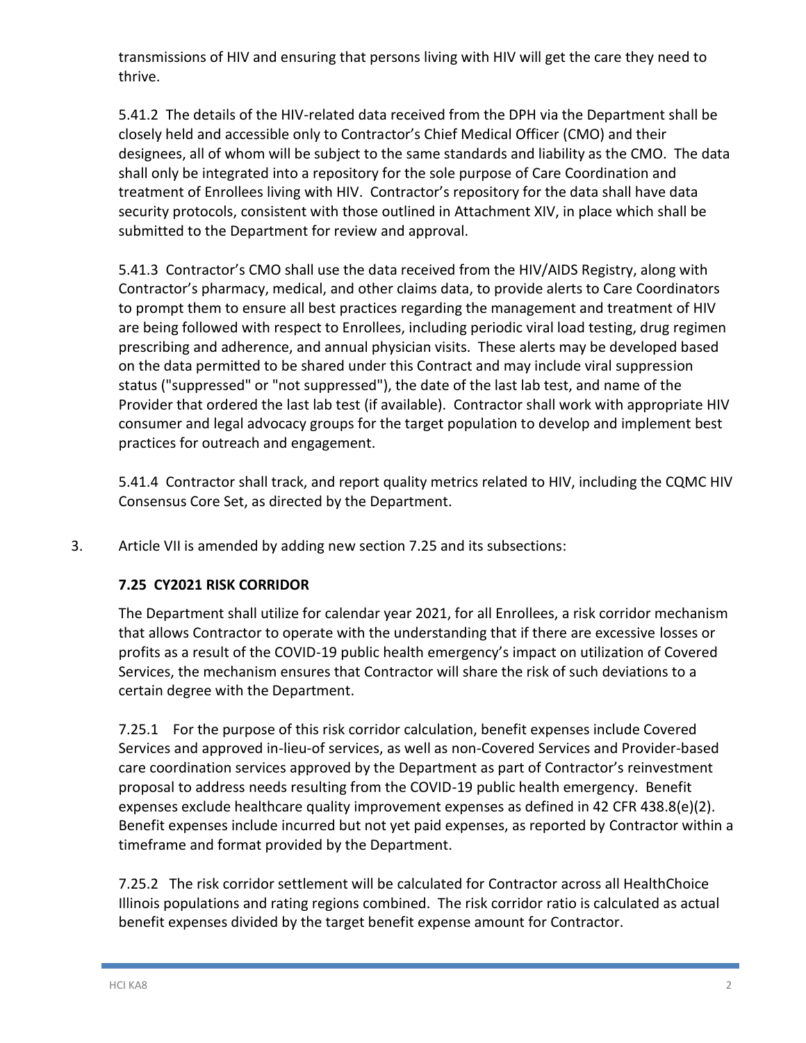transmissions of HIV and ensuring that persons living with HIV will get the care they need to thrive.

5.41.2 The details of the HIV-related data received from the DPH via the Department shall be closely held and accessible only to Contractor's Chief Medical Officer (CMO) and their designees, all of whom will be subject to the same standards and liability as the CMO. The data shall only be integrated into a repository for the sole purpose of Care Coordination and treatment of Enrollees living with HIV. Contractor's repository for the data shall have data security protocols, consistent with those outlined in Attachment XIV, in place which shall be submitted to the Department for review and approval.

5.41.3 Contractor's CMO shall use the data received from the HIV/AIDS Registry, along with Contractor's pharmacy, medical, and other claims data, to provide alerts to Care Coordinators to prompt them to ensure all best practices regarding the management and treatment of HIV are being followed with respect to Enrollees, including periodic viral load testing, drug regimen prescribing and adherence, and annual physician visits. These alerts may be developed based on the data permitted to be shared under this Contract and may include viral suppression status ("suppressed" or "not suppressed"), the date of the last lab test, and name of the Provider that ordered the last lab test (if available). Contractor shall work with appropriate HIV consumer and legal advocacy groups for the target population to develop and implement best practices for outreach and engagement.

5.41.4 Contractor shall track, and report quality metrics related to HIV, including the CQMC HIV Consensus Core Set, as directed by the Department.

3. Article VII is amended by adding new section 7.25 and its subsections:

**7.25 CY2021 RISK CORRIDOR**

The Department shall utilize for calendar year 2021, for all Enrollees, a risk corridor mechanism that allows Contractor to operate with the understanding that if there are excessive losses or profits as a result of the COVID-19 public health emergency's impact on utilization of Covered Services, the mechanism ensures that Contractor will share the risk of such deviations to a certain degree with the Department.

7.25.1 For the purpose of this risk corridor calculation, benefit expenses include Covered Services and approved in-lieu-of services, as well as non-Covered Services and Provider-based care coordination services approved by the Department as part of Contractor's reinvestment proposal to address needs resulting from the COVID-19 public health emergency. Benefit expenses exclude healthcare quality improvement expenses as defined in 42 CFR 438.8(e)(2). Benefit expenses include incurred but not yet paid expenses, as reported by Contractor within a timeframe and format provided by the Department.

7.25.2 The risk corridor settlement will be calculated for Contractor across all HealthChoice Illinois populations and rating regions combined. The risk corridor ratio is calculated as actual benefit expenses divided by the target benefit expense amount for Contractor.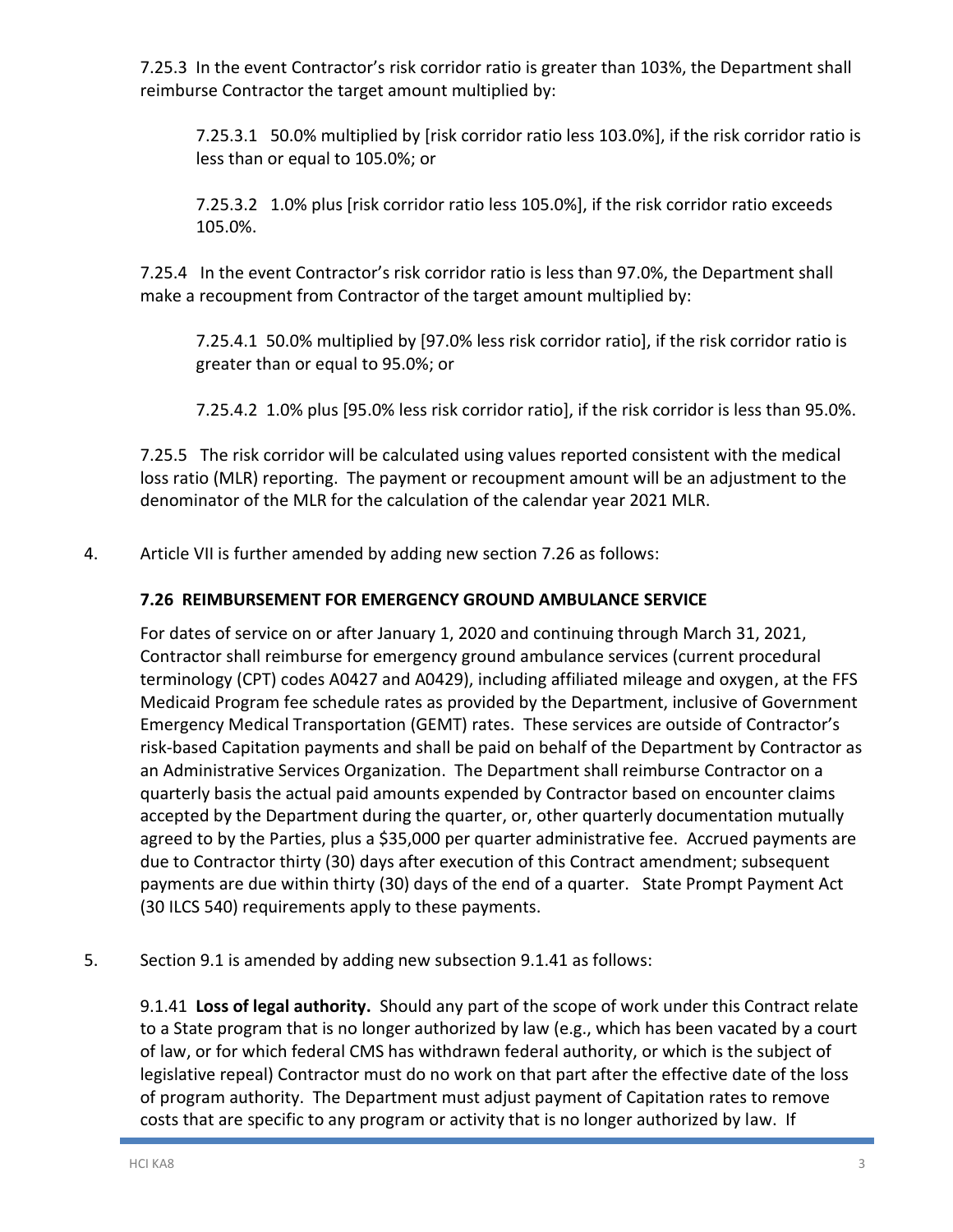7.25.3 In the event Contractor's risk corridor ratio is greater than 103%, the Department shall reimburse Contractor the target amount multiplied by:

7.25.3.1 50.0% multiplied by [risk corridor ratio less 103.0%], if the risk corridor ratio is less than or equal to 105.0%; or

7.25.3.2 1.0% plus [risk corridor ratio less 105.0%], if the risk corridor ratio exceeds 105.0%.

7.25.4 In the event Contractor's risk corridor ratio is less than 97.0%, the Department shall make a recoupment from Contractor of the target amount multiplied by:

7.25.4.1 50.0% multiplied by [97.0% less risk corridor ratio], if the risk corridor ratio is greater than or equal to 95.0%; or

7.25.4.2 1.0% plus [95.0% less risk corridor ratio], if the risk corridor is less than 95.0%.

7.25.5 The risk corridor will be calculated using values reported consistent with the medical loss ratio (MLR) reporting. The payment or recoupment amount will be an adjustment to the denominator of the MLR for the calculation of the calendar year 2021 MLR.

4. Article VII is further amended by adding new section 7.26 as follows:

**7.26 REIMBURSEMENT FOR EMERGENCY GROUND AMBULANCE SERVICE**

For dates of service on or after January 1, 2020 and continuing through March 31, 2021, Contractor shall reimburse for emergency ground ambulance services (current procedural terminology (CPT) codes A0427 and A0429), including affiliated mileage and oxygen, at the FFS Medicaid Program fee schedule rates as provided by the Department, inclusive of Government Emergency Medical Transportation (GEMT) rates. These services are outside of Contractor's risk-based Capitation payments and shall be paid on behalf of the Department by Contractor as an Administrative Services Organization. The Department shall reimburse Contractor on a quarterly basis the actual paid amounts expended by Contractor based on encounter claims accepted by the Department during the quarter, or, other quarterly documentation mutually agreed to by the Parties, plus a $35,000 per quarter administrative fee. Accrued payments are due to Contractor thirty (30) days after execution of this Contract amendment; subsequent payments are due within thirty (30) days of the end of a quarter. State Prompt Payment Act (30 ILCS 540) requirements apply to these payments.

5. Section 9.1 is amended by adding new subsection 9.1.41 as follows:

9.1.41 **Loss of legal authority.** Should any part of the scope of work under this Contract relate to a State program that is no longer authorized by law (e.g., which has been vacated by a court of law, or for which federal CMS has withdrawn federal authority, or which is the subject of legislative repeal) Contractor must do no work on that part after the effective date of the loss of program authority. The Department must adjust payment of Capitation rates to remove costs that are specific to any program or activity that is no longer authorized by law. If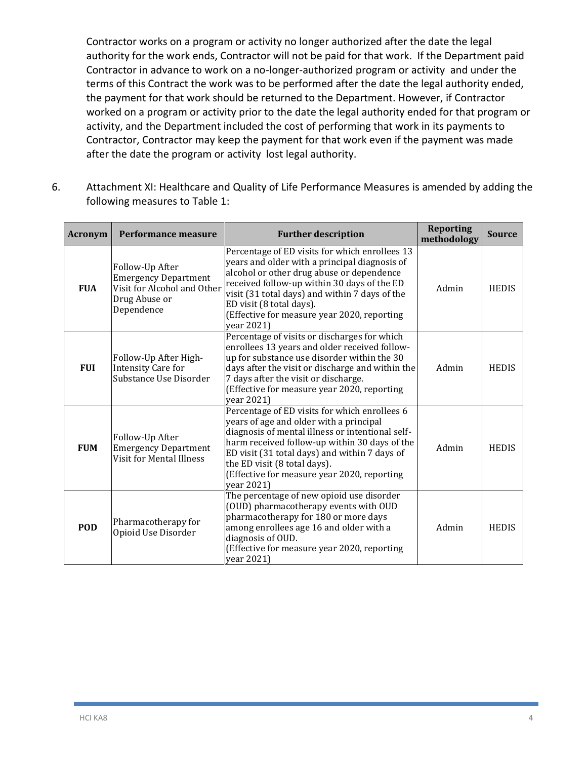Contractor works on a program or activity no longer authorized after the date the legal authority for the work ends, Contractor will not be paid for that work. If the Department paid Contractor in advance to work on a no-longer-authorized program or activity and under the terms of this Contract the work was to be performed after the date the legal authority ended, the payment for that work should be returned to the Department. However, if Contractor worked on a program or activity prior to the date the legal authority ended for that program or activity, and the Department included the cost of performing that work in its payments to Contractor, Contractor may keep the payment for that work even if the payment was made after the date the program or activity lost legal authority.

6. Attachment XI: Healthcare and Quality of Life Performance Measures is amended by adding the following measures to Table 1:

| Acronym | Performance measure | Further description | Reporting methodology | Source |
|---|---|---|---|---|
| **FUA** | Follow-Up After Emergency Department Visit for Alcohol and Other Drug Abuse or Dependence | Percentage of ED visits for which enrollees 13 years and older with a principal diagnosis of alcohol or other drug abuse or dependence received follow-up within 30 days of the ED visit (31 total days) and within 7 days of the ED visit (8 total days).<br>(Effective for measure year 2020, reporting year 2021) | Admin | HEDIS |
| **FUI** | Follow-Up After High-Intensity Care for Substance Use Disorder | Percentage of visits or discharges for which enrollees 13 years and older received follow-up for substance use disorder within the 30 days after the visit or discharge and within the 7 days after the visit or discharge.<br>(Effective for measure year 2020, reporting year 2021) | Admin | HEDIS |
| **FUM** | Follow-Up After Emergency Department Visit for Mental Illness | Percentage of ED visits for which enrollees 6 years of age and older with a principal diagnosis of mental illness or intentional self-harm received follow-up within 30 days of the ED visit (31 total days) and within 7 days of the ED visit (8 total days).<br>(Effective for measure year 2020, reporting year 2021) | Admin | HEDIS |
| **POD** | Pharmacotherapy for Opioid Use Disorder | The percentage of new opioid use disorder (OUD) pharmacotherapy events with OUD pharmacotherapy for 180 or more days among enrollees age 16 and older with a diagnosis of OUD.<br>(Effective for measure year 2020, reporting year 2021) | Admin | HEDIS |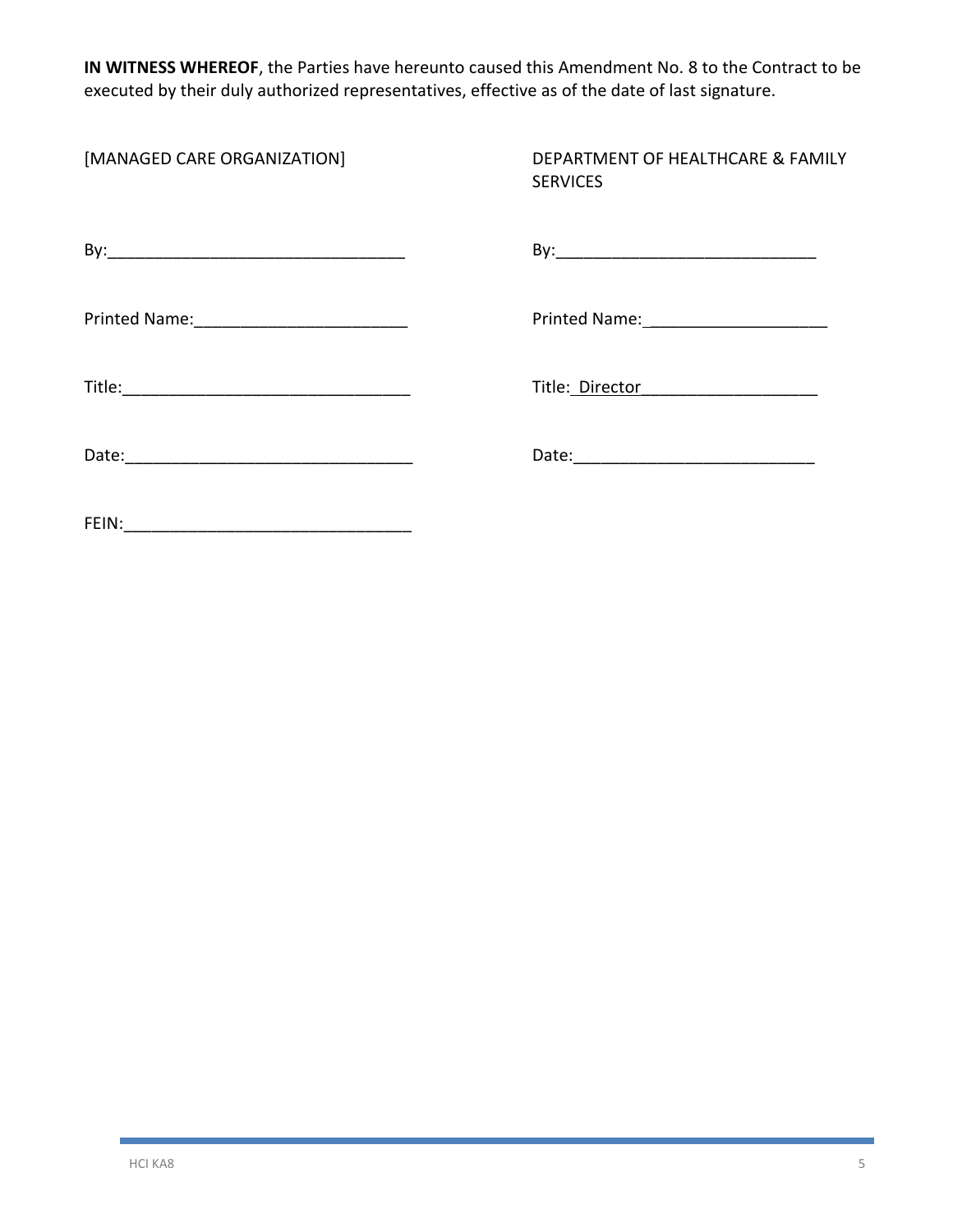**IN WITNESS WHEREOF**, the Parties have hereunto caused this Amendment No. 8 to the Contract to be executed by their duly authorized representatives, effective as of the date of last signature.

| | |
|---|---|
| [MANAGED CARE ORGANIZATION] | DEPARTMENT OF HEALTHCARE & FAMILY SERVICES |
| By:_______________________________ | By:___________________________ |
| Printed Name:______________________ | Printed Name:___________________ |
| Title:_______________________________ | Title: Director___________________ |
| Date:_______________________________ | Date:_________________________ |
| FEIN:_______________________________ | |